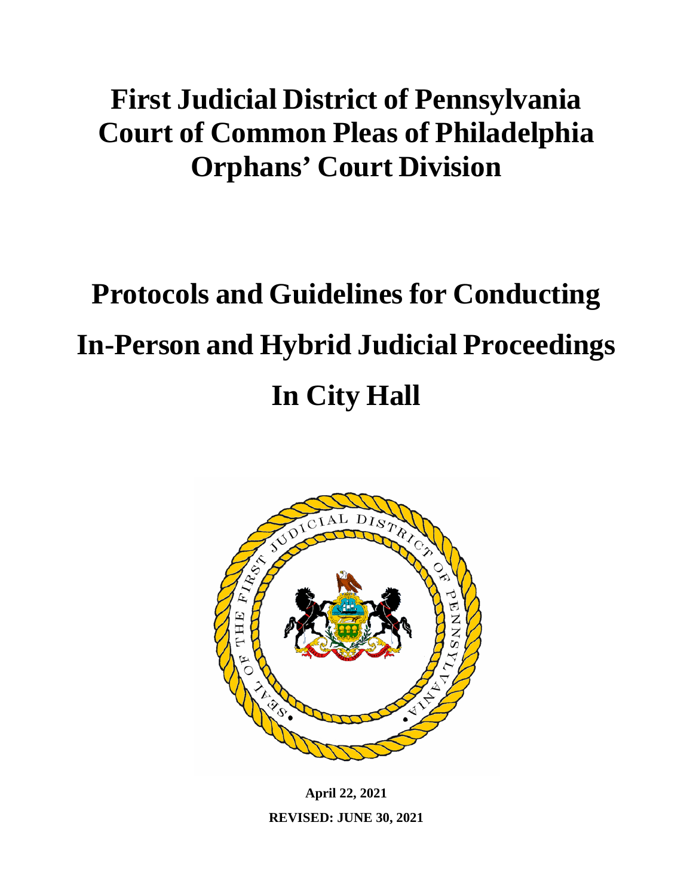# First Judicial District of Pennsylvania
# Court of Common Pleas of Philadelphia
# Orphans' Court Division

# Protocols and Guidelines for Conducting In-Person and Hybrid Judicial Proceedings In City Hall

**April 22, 2021**

**REVISED: JUNE 30, 2021**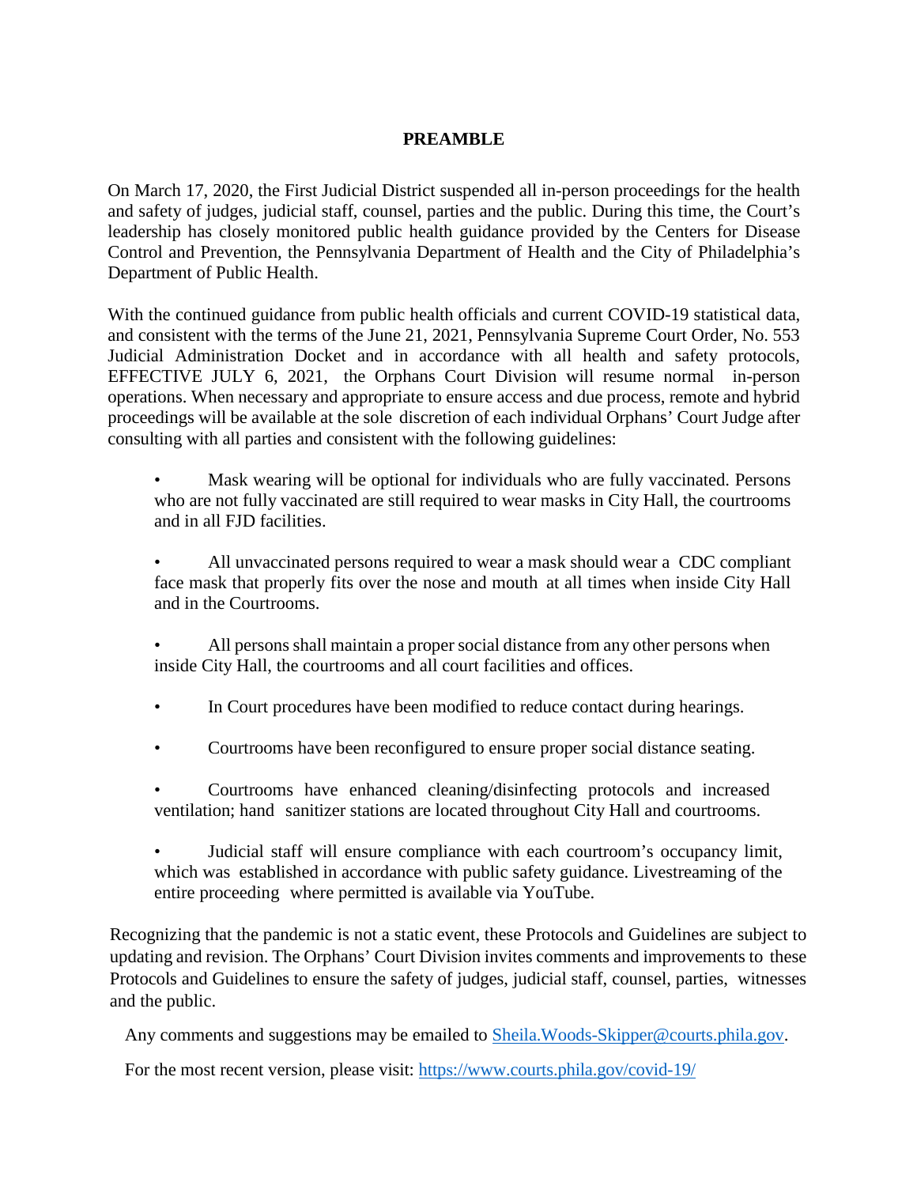# PREAMBLE

On March 17, 2020, the First Judicial District suspended all in-person proceedings for the health and safety of judges, judicial staff, counsel, parties and the public. During this time, the Court's leadership has closely monitored public health guidance provided by the Centers for Disease Control and Prevention, the Pennsylvania Department of Health and the City of Philadelphia's Department of Public Health.

With the continued guidance from public health officials and current COVID-19 statistical data, and consistent with the terms of the June 21, 2021, Pennsylvania Supreme Court Order, No. 553 Judicial Administration Docket and in accordance with all health and safety protocols, EFFECTIVE JULY 6, 2021, the Orphans Court Division will resume normal in-person operations. When necessary and appropriate to ensure access and due process, remote and hybrid proceedings will be available at the sole discretion of each individual Orphans' Court Judge after consulting with all parties and consistent with the following guidelines:

- Mask wearing will be optional for individuals who are fully vaccinated. Persons who are not fully vaccinated are still required to wear masks in City Hall, the courtrooms and in all FJD facilities.
- All unvaccinated persons required to wear a mask should wear a CDC compliant face mask that properly fits over the nose and mouth at all times when inside City Hall and in the Courtrooms.
- All persons shall maintain a proper social distance from any other persons when inside City Hall, the courtrooms and all court facilities and offices.
- In Court procedures have been modified to reduce contact during hearings.
- Courtrooms have been reconfigured to ensure proper social distance seating.
- Courtrooms have enhanced cleaning/disinfecting protocols and increased ventilation; hand sanitizer stations are located throughout City Hall and courtrooms.
- Judicial staff will ensure compliance with each courtroom's occupancy limit, which was established in accordance with public safety guidance. Livestreaming of the entire proceeding where permitted is available via YouTube.

Recognizing that the pandemic is not a static event, these Protocols and Guidelines are subject to updating and revision. The Orphans' Court Division invites comments and improvements to these Protocols and Guidelines to ensure the safety of judges, judicial staff, counsel, parties, witnesses and the public.

Any comments and suggestions may be emailed to Sheila.Woods-Skipper@courts.phila.gov.

For the most recent version, please visit: https://www.courts.phila.gov/covid-19/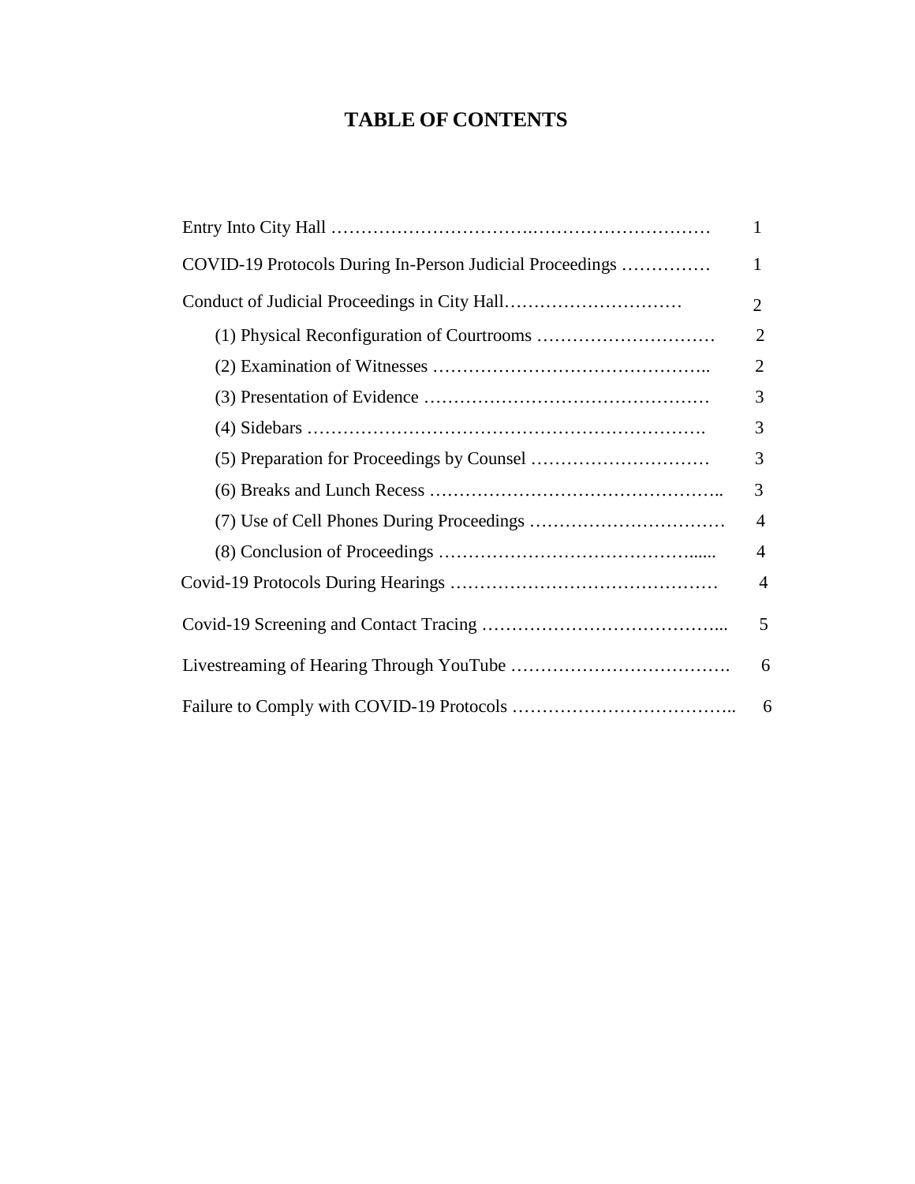# TABLE OF CONTENTS

| | |
|---|---|
| Entry Into City Hall | 1 |
| COVID-19 Protocols During In-Person Judicial Proceedings | 1 |
| Conduct of Judicial Proceedings in City Hall | 2 |
| (1) Physical Reconfiguration of Courtrooms | 2 |
| (2) Examination of Witnesses | 2 |
| (3) Presentation of Evidence | 3 |
| (4) Sidebars | 3 |
| (5) Preparation for Proceedings by Counsel | 3 |
| (6) Breaks and Lunch Recess | 3 |
| (7) Use of Cell Phones During Proceedings | 4 |
| (8) Conclusion of Proceedings | 4 |
| Covid-19 Protocols During Hearings | 4 |
| Covid-19 Screening and Contact Tracing | 5 |
| Livestreaming of Hearing Through YouTube | 6 |
| Failure to Comply with COVID-19 Protocols | 6 |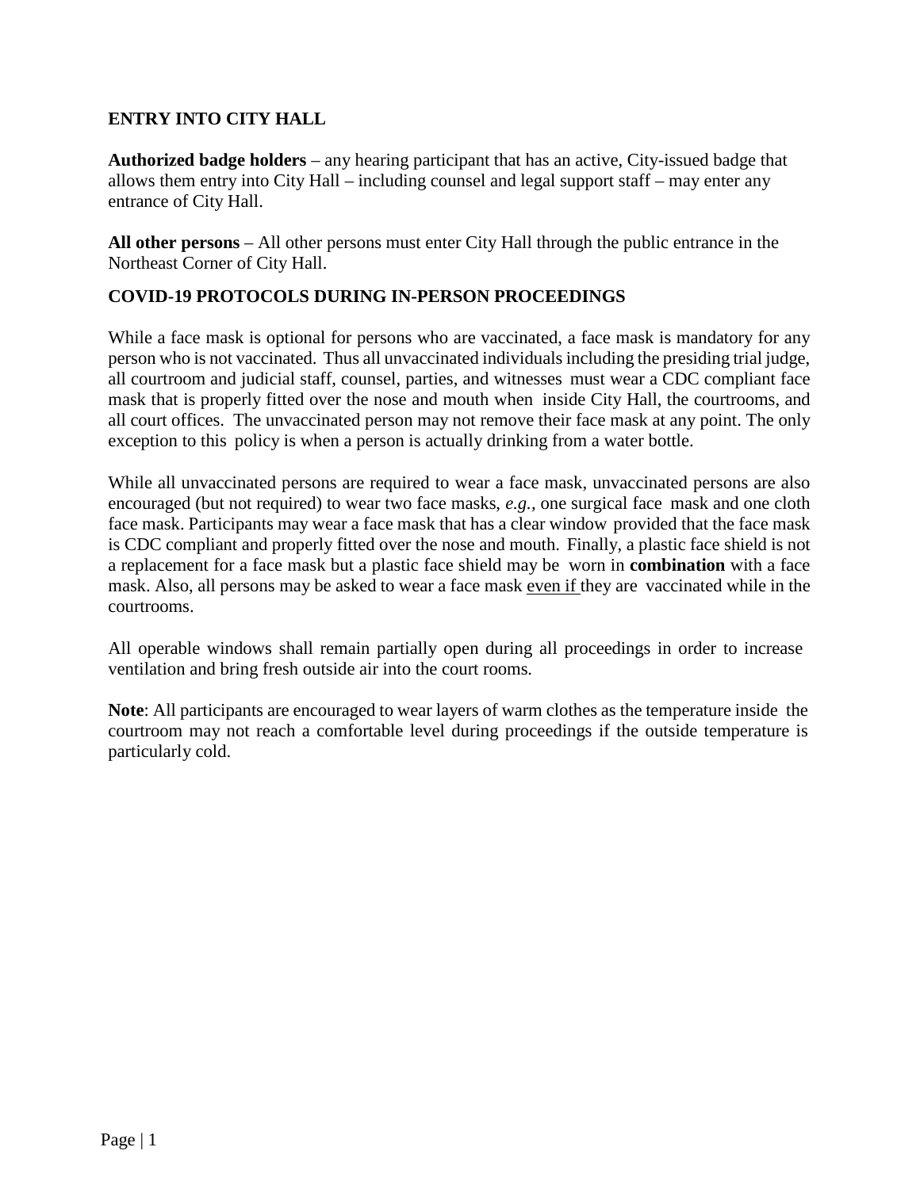## ENTRY INTO CITY HALL

**Authorized badge holders** – any hearing participant that has an active, City-issued badge that allows them entry into City Hall – including counsel and legal support staff – may enter any entrance of City Hall.

**All other persons** – All other persons must enter City Hall through the public entrance in the Northeast Corner of City Hall.

## COVID-19 PROTOCOLS DURING IN-PERSON PROCEEDINGS

While a face mask is optional for persons who are vaccinated, a face mask is mandatory for any person who is not vaccinated. Thus all unvaccinated individuals including the presiding trial judge, all courtroom and judicial staff, counsel, parties, and witnesses must wear a CDC compliant face mask that is properly fitted over the nose and mouth when inside City Hall, the courtrooms, and all court offices. The unvaccinated person may not remove their face mask at any point. The only exception to this policy is when a person is actually drinking from a water bottle.

While all unvaccinated persons are required to wear a face mask, unvaccinated persons are also encouraged (but not required) to wear two face masks, *e.g.*, one surgical face mask and one cloth face mask. Participants may wear a face mask that has a clear window provided that the face mask is CDC compliant and properly fitted over the nose and mouth. Finally, a plastic face shield is not a replacement for a face mask but a plastic face shield may be worn in **combination** with a face mask. Also, all persons may be asked to wear a face mask <u>even if</u> they are vaccinated while in the courtrooms.

All operable windows shall remain partially open during all proceedings in order to increase ventilation and bring fresh outside air into the court rooms.

**Note**: All participants are encouraged to wear layers of warm clothes as the temperature inside the courtroom may not reach a comfortable level during proceedings if the outside temperature is particularly cold.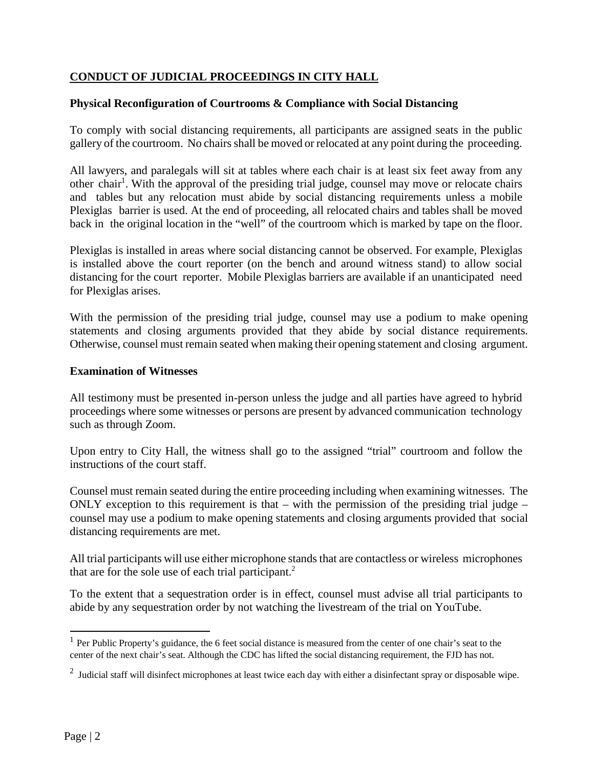# **CONDUCT OF JUDICIAL PROCEEDINGS IN CITY HALL**

## **Physical Reconfiguration of Courtrooms & Compliance with Social Distancing**

To comply with social distancing requirements, all participants are assigned seats in the public gallery of the courtroom. No chairs shall be moved or relocated at any point during the proceeding.

All lawyers, and paralegals will sit at tables where each chair is at least six feet away from any other chair[1]. With the approval of the presiding trial judge, counsel may move or relocate chairs and tables but any relocation must abide by social distancing requirements unless a mobile Plexiglas barrier is used. At the end of proceeding, all relocated chairs and tables shall be moved back in the original location in the "well" of the courtroom which is marked by tape on the floor.

Plexiglas is installed in areas where social distancing cannot be observed. For example, Plexiglas is installed above the court reporter (on the bench and around witness stand) to allow social distancing for the court reporter. Mobile Plexiglas barriers are available if an unanticipated need for Plexiglas arises.

With the permission of the presiding trial judge, counsel may use a podium to make opening statements and closing arguments provided that they abide by social distance requirements. Otherwise, counsel must remain seated when making their opening statement and closing argument.

## **Examination of Witnesses**

All testimony must be presented in-person unless the judge and all parties have agreed to hybrid proceedings where some witnesses or persons are present by advanced communication technology such as through Zoom.

Upon entry to City Hall, the witness shall go to the assigned "trial" courtroom and follow the instructions of the court staff.

Counsel must remain seated during the entire proceeding including when examining witnesses. The ONLY exception to this requirement is that – with the permission of the presiding trial judge – counsel may use a podium to make opening statements and closing arguments provided that social distancing requirements are met.

All trial participants will use either microphone stands that are contactless or wireless microphones that are for the sole use of each trial participant.[2]

To the extent that a sequestration order is in effect, counsel must advise all trial participants to abide by any sequestration order by not watching the livestream of the trial on YouTube.

---

[1] Per Public Property's guidance, the 6 feet social distance is measured from the center of one chair's seat to the center of the next chair's seat. Although the CDC has lifted the social distancing requirement, the FJD has not.

[2] Judicial staff will disinfect microphones at least twice each day with either a disinfectant spray or disposable wipe.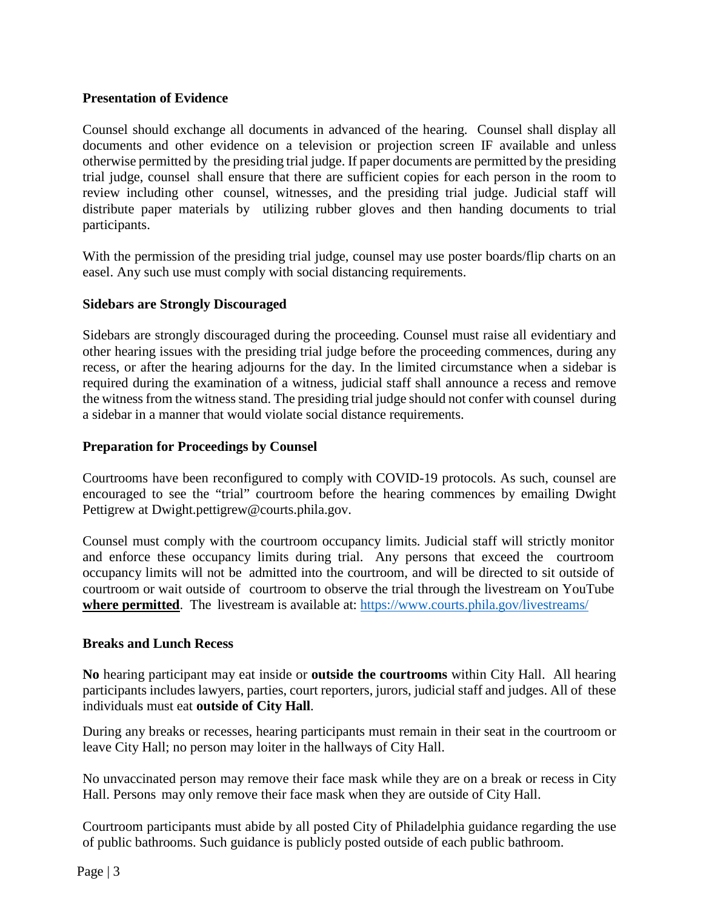**Presentation of Evidence**

Counsel should exchange all documents in advanced of the hearing. Counsel shall display all documents and other evidence on a television or projection screen IF available and unless otherwise permitted by the presiding trial judge. If paper documents are permitted by the presiding trial judge, counsel shall ensure that there are sufficient copies for each person in the room to review including other counsel, witnesses, and the presiding trial judge. Judicial staff will distribute paper materials by utilizing rubber gloves and then handing documents to trial participants.

With the permission of the presiding trial judge, counsel may use poster boards/flip charts on an easel. Any such use must comply with social distancing requirements.

**Sidebars are Strongly Discouraged**

Sidebars are strongly discouraged during the proceeding. Counsel must raise all evidentiary and other hearing issues with the presiding trial judge before the proceeding commences, during any recess, or after the hearing adjourns for the day. In the limited circumstance when a sidebar is required during the examination of a witness, judicial staff shall announce a recess and remove the witness from the witness stand. The presiding trial judge should not confer with counsel during a sidebar in a manner that would violate social distance requirements.

**Preparation for Proceedings by Counsel**

Courtrooms have been reconfigured to comply with COVID-19 protocols. As such, counsel are encouraged to see the "trial" courtroom before the hearing commences by emailing Dwight Pettigrew at Dwight.pettigrew@courts.phila.gov.

Counsel must comply with the courtroom occupancy limits. Judicial staff will strictly monitor and enforce these occupancy limits during trial. Any persons that exceed the courtroom occupancy limits will not be admitted into the courtroom, and will be directed to sit outside of courtroom or wait outside of courtroom to observe the trial through the livestream on YouTube **where permitted**. The livestream is available at: https://www.courts.phila.gov/livestreams/

**Breaks and Lunch Recess**

**No** hearing participant may eat inside or **outside the courtrooms** within City Hall. All hearing participants includes lawyers, parties, court reporters, jurors, judicial staff and judges. All of these individuals must eat **outside of City Hall**.

During any breaks or recesses, hearing participants must remain in their seat in the courtroom or leave City Hall; no person may loiter in the hallways of City Hall.

No unvaccinated person may remove their face mask while they are on a break or recess in City Hall. Persons may only remove their face mask when they are outside of City Hall.

Courtroom participants must abide by all posted City of Philadelphia guidance regarding the use of public bathrooms. Such guidance is publicly posted outside of each public bathroom.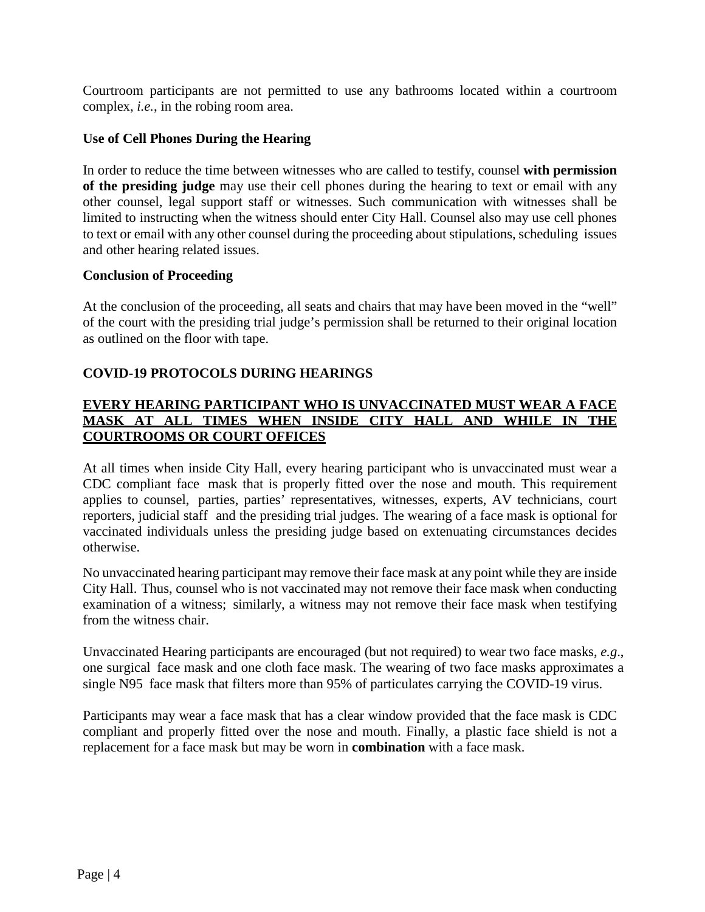Courtroom participants are not permitted to use any bathrooms located within a courtroom complex, *i.e.*, in the robing room area.

**Use of Cell Phones During the Hearing**

In order to reduce the time between witnesses who are called to testify, counsel **with permission of the presiding judge** may use their cell phones during the hearing to text or email with any other counsel, legal support staff or witnesses. Such communication with witnesses shall be limited to instructing when the witness should enter City Hall. Counsel also may use cell phones to text or email with any other counsel during the proceeding about stipulations, scheduling issues and other hearing related issues.

**Conclusion of Proceeding**

At the conclusion of the proceeding, all seats and chairs that may have been moved in the "well" of the court with the presiding trial judge's permission shall be returned to their original location as outlined on the floor with tape.

**COVID-19 PROTOCOLS DURING HEARINGS**

**EVERY HEARING PARTICIPANT WHO IS UNVACCINATED MUST WEAR A FACE MASK AT ALL TIMES WHEN INSIDE CITY HALL AND WHILE IN THE COURTROOMS OR COURT OFFICES**

At all times when inside City Hall, every hearing participant who is unvaccinated must wear a CDC compliant face mask that is properly fitted over the nose and mouth. This requirement applies to counsel, parties, parties' representatives, witnesses, experts, AV technicians, court reporters, judicial staff and the presiding trial judges. The wearing of a face mask is optional for vaccinated individuals unless the presiding judge based on extenuating circumstances decides otherwise.

No unvaccinated hearing participant may remove their face mask at any point while they are inside City Hall. Thus, counsel who is not vaccinated may not remove their face mask when conducting examination of a witness; similarly, a witness may not remove their face mask when testifying from the witness chair.

Unvaccinated Hearing participants are encouraged (but not required) to wear two face masks, *e.g*., one surgical face mask and one cloth face mask. The wearing of two face masks approximates a single N95 face mask that filters more than 95% of particulates carrying the COVID-19 virus.

Participants may wear a face mask that has a clear window provided that the face mask is CDC compliant and properly fitted over the nose and mouth. Finally, a plastic face shield is not a replacement for a face mask but may be worn in **combination** with a face mask.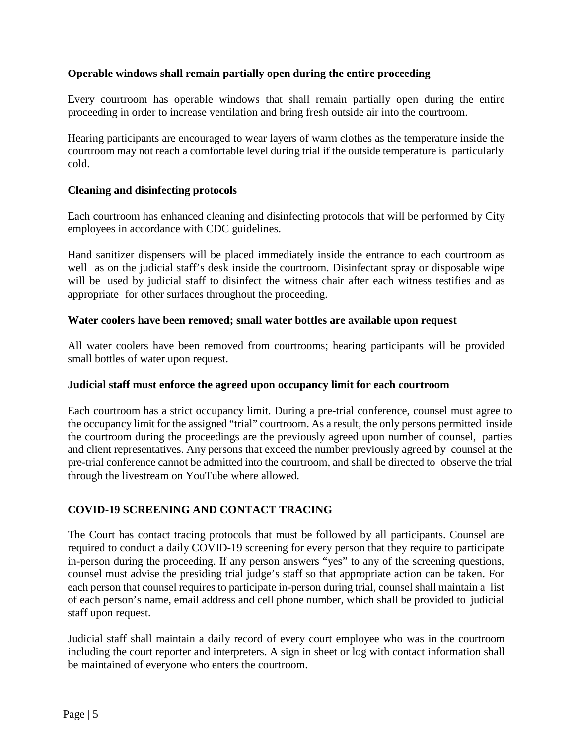**Operable windows shall remain partially open during the entire proceeding**

Every courtroom has operable windows that shall remain partially open during the entire proceeding in order to increase ventilation and bring fresh outside air into the courtroom.

Hearing participants are encouraged to wear layers of warm clothes as the temperature inside the courtroom may not reach a comfortable level during trial if the outside temperature is particularly cold.

**Cleaning and disinfecting protocols**

Each courtroom has enhanced cleaning and disinfecting protocols that will be performed by City employees in accordance with CDC guidelines.

Hand sanitizer dispensers will be placed immediately inside the entrance to each courtroom as well as on the judicial staff's desk inside the courtroom. Disinfectant spray or disposable wipe will be used by judicial staff to disinfect the witness chair after each witness testifies and as appropriate for other surfaces throughout the proceeding.

**Water coolers have been removed; small water bottles are available upon request**

All water coolers have been removed from courtrooms; hearing participants will be provided small bottles of water upon request.

**Judicial staff must enforce the agreed upon occupancy limit for each courtroom**

Each courtroom has a strict occupancy limit. During a pre-trial conference, counsel must agree to the occupancy limit for the assigned "trial" courtroom. As a result, the only persons permitted inside the courtroom during the proceedings are the previously agreed upon number of counsel, parties and client representatives. Any persons that exceed the number previously agreed by counsel at the pre-trial conference cannot be admitted into the courtroom, and shall be directed to observe the trial through the livestream on YouTube where allowed.

## COVID-19 SCREENING AND CONTACT TRACING

The Court has contact tracing protocols that must be followed by all participants. Counsel are required to conduct a daily COVID-19 screening for every person that they require to participate in-person during the proceeding. If any person answers "yes" to any of the screening questions, counsel must advise the presiding trial judge's staff so that appropriate action can be taken. For each person that counsel requires to participate in-person during trial, counsel shall maintain a list of each person's name, email address and cell phone number, which shall be provided to judicial staff upon request.

Judicial staff shall maintain a daily record of every court employee who was in the courtroom including the court reporter and interpreters. A sign in sheet or log with contact information shall be maintained of everyone who enters the courtroom.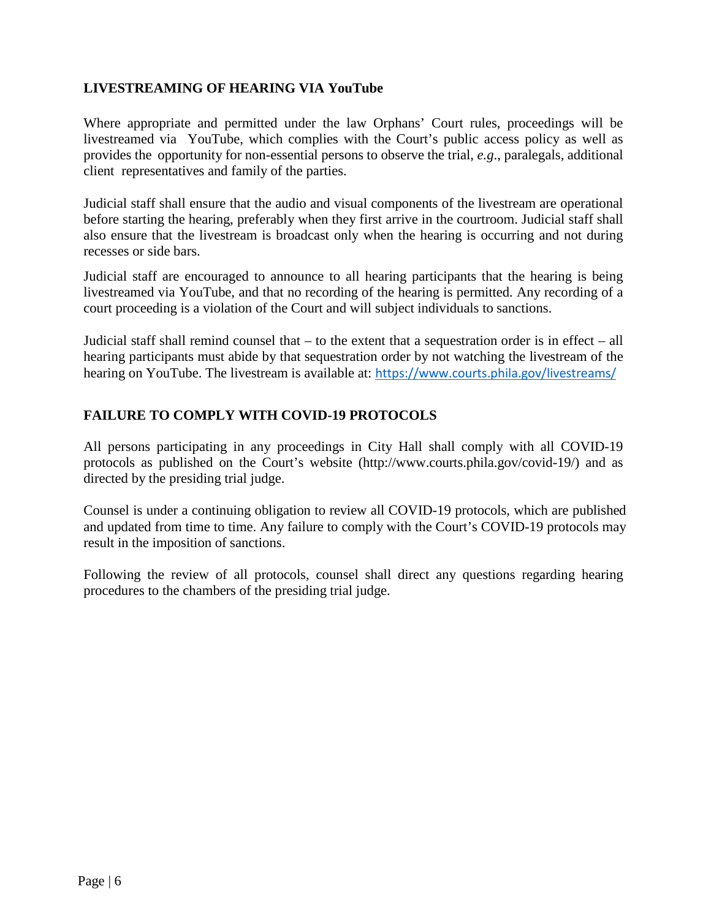## LIVESTREAMING OF HEARING VIA YouTube

Where appropriate and permitted under the law Orphans' Court rules, proceedings will be livestreamed via YouTube, which complies with the Court's public access policy as well as provides the opportunity for non-essential persons to observe the trial, *e.g*., paralegals, additional client representatives and family of the parties.

Judicial staff shall ensure that the audio and visual components of the livestream are operational before starting the hearing, preferably when they first arrive in the courtroom. Judicial staff shall also ensure that the livestream is broadcast only when the hearing is occurring and not during recesses or side bars.

Judicial staff are encouraged to announce to all hearing participants that the hearing is being livestreamed via YouTube, and that no recording of the hearing is permitted. Any recording of a court proceeding is a violation of the Court and will subject individuals to sanctions.

Judicial staff shall remind counsel that – to the extent that a sequestration order is in effect – all hearing participants must abide by that sequestration order by not watching the livestream of the hearing on YouTube. The livestream is available at: https://www.courts.phila.gov/livestreams/

## FAILURE TO COMPLY WITH COVID-19 PROTOCOLS

All persons participating in any proceedings in City Hall shall comply with all COVID-19 protocols as published on the Court's website (http://www.courts.phila.gov/covid-19/) and as directed by the presiding trial judge.

Counsel is under a continuing obligation to review all COVID-19 protocols, which are published and updated from time to time. Any failure to comply with the Court's COVID-19 protocols may result in the imposition of sanctions.

Following the review of all protocols, counsel shall direct any questions regarding hearing procedures to the chambers of the presiding trial judge.